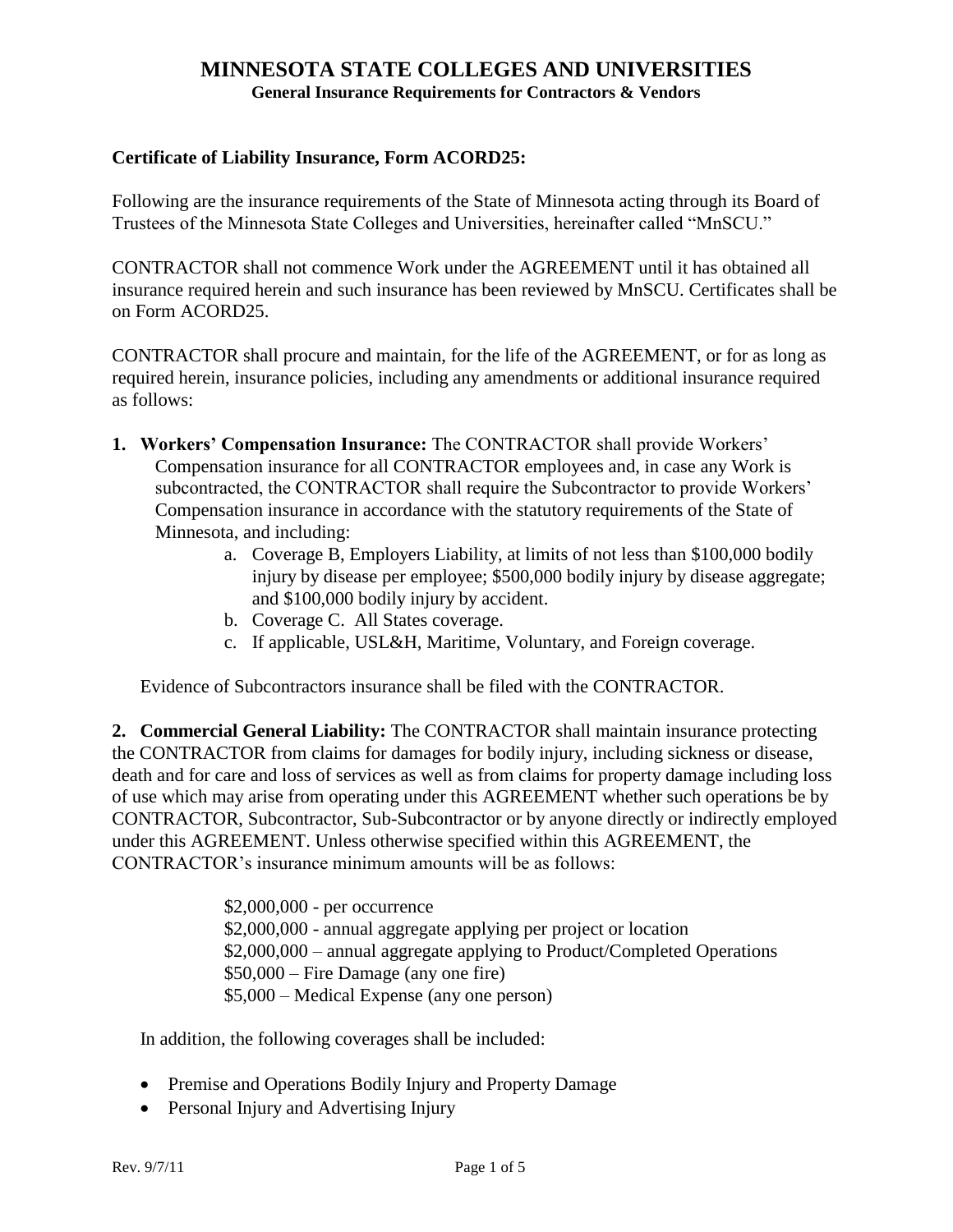# MINNESOTA STATE COLLEGES AND UNIVERSITIES

**General Insurance Requirements for Contractors & Vendors**

**Certificate of Liability Insurance, Form ACORD25:**

Following are the insurance requirements of the State of Minnesota acting through its Board of Trustees of the Minnesota State Colleges and Universities, hereinafter called "MnSCU."

CONTRACTOR shall not commence Work under the AGREEMENT until it has obtained all insurance required herein and such insurance has been reviewed by MnSCU. Certificates shall be on Form ACORD25.

CONTRACTOR shall procure and maintain, for the life of the AGREEMENT, or for as long as required herein, insurance policies, including any amendments or additional insurance required as follows:

**1. Workers' Compensation Insurance:** The CONTRACTOR shall provide Workers' Compensation insurance for all CONTRACTOR employees and, in case any Work is subcontracted, the CONTRACTOR shall require the Subcontractor to provide Workers' Compensation insurance in accordance with the statutory requirements of the State of Minnesota, and including:

   a. Coverage B, Employers Liability, at limits of not less than $100,000 bodily injury by disease per employee; $500,000 bodily injury by disease aggregate; and $100,000 bodily injury by accident.
   b. Coverage C. All States coverage.
   c. If applicable, USL&H, Maritime, Voluntary, and Foreign coverage.

Evidence of Subcontractors insurance shall be filed with the CONTRACTOR.

**2. Commercial General Liability:** The CONTRACTOR shall maintain insurance protecting the CONTRACTOR from claims for damages for bodily injury, including sickness or disease, death and for care and loss of services as well as from claims for property damage including loss of use which may arise from operating under this AGREEMENT whether such operations be by CONTRACTOR, Subcontractor, Sub-Subcontractor or by anyone directly or indirectly employed under this AGREEMENT. Unless otherwise specified within this AGREEMENT, the CONTRACTOR's insurance minimum amounts will be as follows:

$2,000,000 - per occurrence  
$2,000,000 - annual aggregate applying per project or location  
$2,000,000 – annual aggregate applying to Product/Completed Operations  
$50,000 – Fire Damage (any one fire)  
$5,000 – Medical Expense (any one person)

In addition, the following coverages shall be included:

- Premise and Operations Bodily Injury and Property Damage
- Personal Injury and Advertising Injury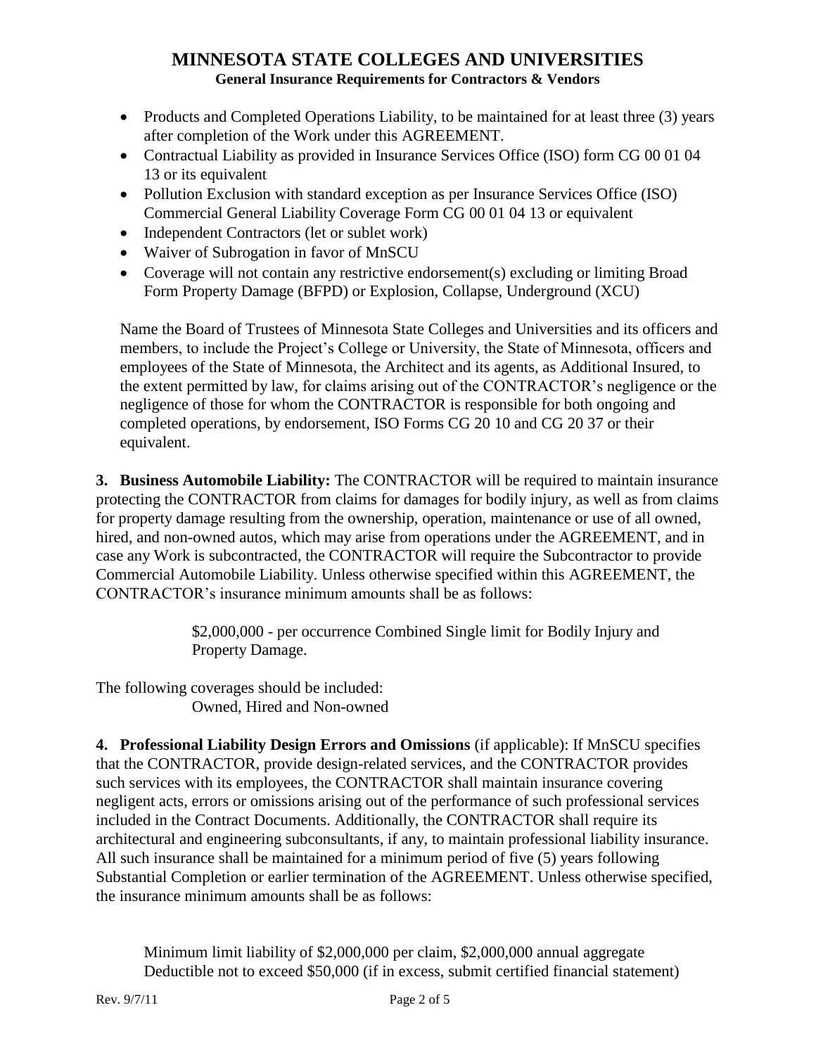- Products and Completed Operations Liability, to be maintained for at least three (3) years after completion of the Work under this AGREEMENT.
- Contractual Liability as provided in Insurance Services Office (ISO) form CG 00 01 04 13 or its equivalent
- Pollution Exclusion with standard exception as per Insurance Services Office (ISO) Commercial General Liability Coverage Form CG 00 01 04 13 or equivalent
- Independent Contractors (let or sublet work)
- Waiver of Subrogation in favor of MnSCU
- Coverage will not contain any restrictive endorsement(s) excluding or limiting Broad Form Property Damage (BFPD) or Explosion, Collapse, Underground (XCU)

Name the Board of Trustees of Minnesota State Colleges and Universities and its officers and members, to include the Project's College or University, the State of Minnesota, officers and employees of the State of Minnesota, the Architect and its agents, as Additional Insured, to the extent permitted by law, for claims arising out of the CONTRACTOR's negligence or the negligence of those for whom the CONTRACTOR is responsible for both ongoing and completed operations, by endorsement, ISO Forms CG 20 10 and CG 20 37 or their equivalent.

**3. Business Automobile Liability:** The CONTRACTOR will be required to maintain insurance protecting the CONTRACTOR from claims for damages for bodily injury, as well as from claims for property damage resulting from the ownership, operation, maintenance or use of all owned, hired, and non-owned autos, which may arise from operations under the AGREEMENT, and in case any Work is subcontracted, the CONTRACTOR will require the Subcontractor to provide Commercial Automobile Liability. Unless otherwise specified within this AGREEMENT, the CONTRACTOR's insurance minimum amounts shall be as follows:

> $2,000,000 - per occurrence Combined Single limit for Bodily Injury and Property Damage.

The following coverages should be included:

> Owned, Hired and Non-owned

**4. Professional Liability Design Errors and Omissions** (if applicable): If MnSCU specifies that the CONTRACTOR, provide design-related services, and the CONTRACTOR provides such services with its employees, the CONTRACTOR shall maintain insurance covering negligent acts, errors or omissions arising out of the performance of such professional services included in the Contract Documents. Additionally, the CONTRACTOR shall require its architectural and engineering subconsultants, if any, to maintain professional liability insurance. All such insurance shall be maintained for a minimum period of five (5) years following Substantial Completion or earlier termination of the AGREEMENT. Unless otherwise specified, the insurance minimum amounts shall be as follows:

> Minimum limit liability of $2,000,000 per claim, $2,000,000 annual aggregate
> Deductible not to exceed $50,000 (if in excess, submit certified financial statement)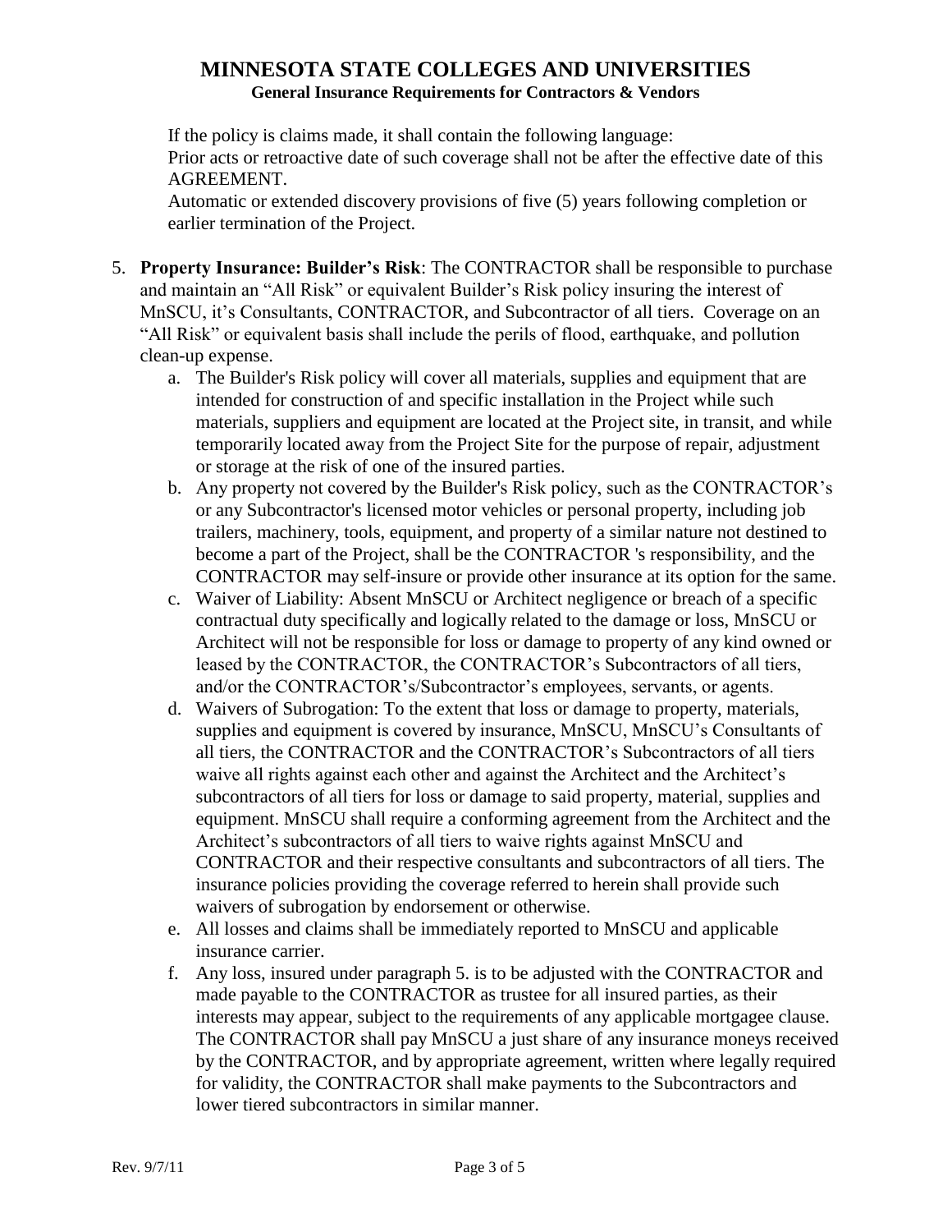If the policy is claims made, it shall contain the following language:
Prior acts or retroactive date of such coverage shall not be after the effective date of this AGREEMENT.
Automatic or extended discovery provisions of five (5) years following completion or earlier termination of the Project.

5. **Property Insurance: Builder's Risk**: The CONTRACTOR shall be responsible to purchase and maintain an "All Risk" or equivalent Builder's Risk policy insuring the interest of MnSCU, it's Consultants, CONTRACTOR, and Subcontractor of all tiers. Coverage on an "All Risk" or equivalent basis shall include the perils of flood, earthquake, and pollution clean-up expense.
   a. The Builder's Risk policy will cover all materials, supplies and equipment that are intended for construction of and specific installation in the Project while such materials, suppliers and equipment are located at the Project site, in transit, and while temporarily located away from the Project Site for the purpose of repair, adjustment or storage at the risk of one of the insured parties.
   b. Any property not covered by the Builder's Risk policy, such as the CONTRACTOR's or any Subcontractor's licensed motor vehicles or personal property, including job trailers, machinery, tools, equipment, and property of a similar nature not destined to become a part of the Project, shall be the CONTRACTOR 's responsibility, and the CONTRACTOR may self-insure or provide other insurance at its option for the same.
   c. Waiver of Liability: Absent MnSCU or Architect negligence or breach of a specific contractual duty specifically and logically related to the damage or loss, MnSCU or Architect will not be responsible for loss or damage to property of any kind owned or leased by the CONTRACTOR, the CONTRACTOR's Subcontractors of all tiers, and/or the CONTRACTOR's/Subcontractor's employees, servants, or agents.
   d. Waivers of Subrogation: To the extent that loss or damage to property, materials, supplies and equipment is covered by insurance, MnSCU, MnSCU's Consultants of all tiers, the CONTRACTOR and the CONTRACTOR's Subcontractors of all tiers waive all rights against each other and against the Architect and the Architect's subcontractors of all tiers for loss or damage to said property, material, supplies and equipment. MnSCU shall require a conforming agreement from the Architect and the Architect's subcontractors of all tiers to waive rights against MnSCU and CONTRACTOR and their respective consultants and subcontractors of all tiers. The insurance policies providing the coverage referred to herein shall provide such waivers of subrogation by endorsement or otherwise.
   e. All losses and claims shall be immediately reported to MnSCU and applicable insurance carrier.
   f. Any loss, insured under paragraph 5. is to be adjusted with the CONTRACTOR and made payable to the CONTRACTOR as trustee for all insured parties, as their interests may appear, subject to the requirements of any applicable mortgagee clause. The CONTRACTOR shall pay MnSCU a just share of any insurance moneys received by the CONTRACTOR, and by appropriate agreement, written where legally required for validity, the CONTRACTOR shall make payments to the Subcontractors and lower tiered subcontractors in similar manner.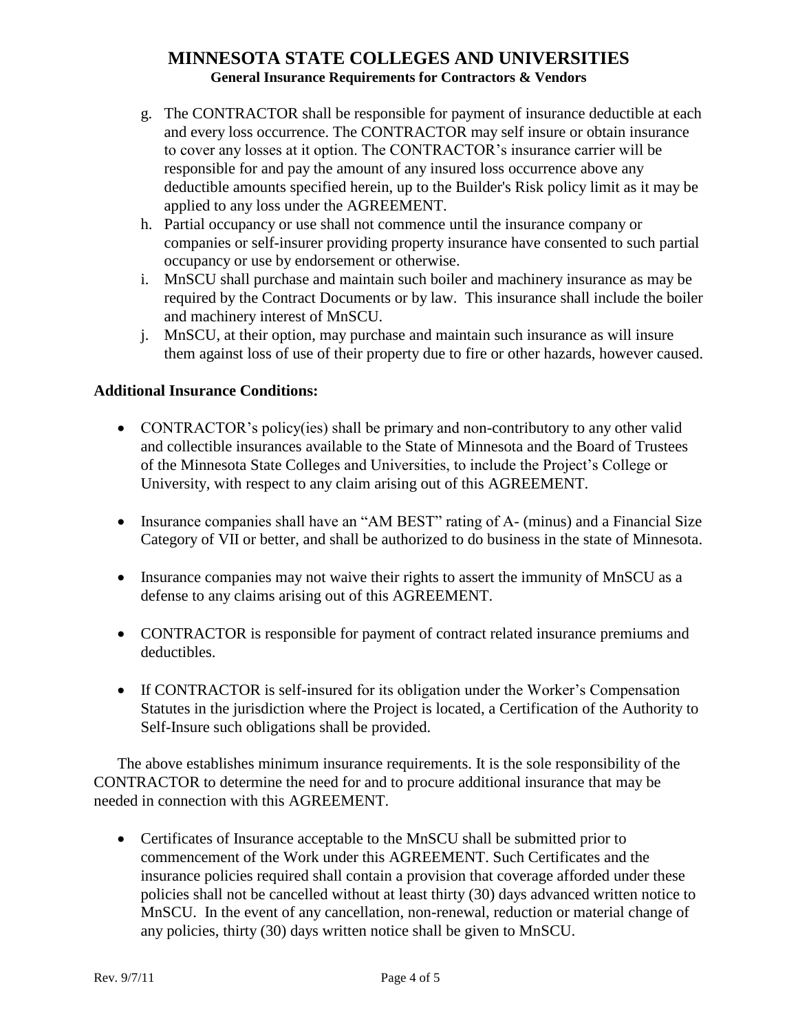g. The CONTRACTOR shall be responsible for payment of insurance deductible at each and every loss occurrence. The CONTRACTOR may self insure or obtain insurance to cover any losses at it option. The CONTRACTOR's insurance carrier will be responsible for and pay the amount of any insured loss occurrence above any deductible amounts specified herein, up to the Builder's Risk policy limit as it may be applied to any loss under the AGREEMENT.

h. Partial occupancy or use shall not commence until the insurance company or companies or self-insurer providing property insurance have consented to such partial occupancy or use by endorsement or otherwise.

i. MnSCU shall purchase and maintain such boiler and machinery insurance as may be required by the Contract Documents or by law. This insurance shall include the boiler and machinery interest of MnSCU.

j. MnSCU, at their option, may purchase and maintain such insurance as will insure them against loss of use of their property due to fire or other hazards, however caused.

**Additional Insurance Conditions:**

- CONTRACTOR's policy(ies) shall be primary and non-contributory to any other valid and collectible insurances available to the State of Minnesota and the Board of Trustees of the Minnesota State Colleges and Universities, to include the Project's College or University, with respect to any claim arising out of this AGREEMENT.

- Insurance companies shall have an "AM BEST" rating of A- (minus) and a Financial Size Category of VII or better, and shall be authorized to do business in the state of Minnesota.

- Insurance companies may not waive their rights to assert the immunity of MnSCU as a defense to any claims arising out of this AGREEMENT.

- CONTRACTOR is responsible for payment of contract related insurance premiums and deductibles.

- If CONTRACTOR is self-insured for its obligation under the Worker's Compensation Statutes in the jurisdiction where the Project is located, a Certification of the Authority to Self-Insure such obligations shall be provided.

The above establishes minimum insurance requirements. It is the sole responsibility of the CONTRACTOR to determine the need for and to procure additional insurance that may be needed in connection with this AGREEMENT.

- Certificates of Insurance acceptable to the MnSCU shall be submitted prior to commencement of the Work under this AGREEMENT. Such Certificates and the insurance policies required shall contain a provision that coverage afforded under these policies shall not be cancelled without at least thirty (30) days advanced written notice to MnSCU. In the event of any cancellation, non-renewal, reduction or material change of any policies, thirty (30) days written notice shall be given to MnSCU.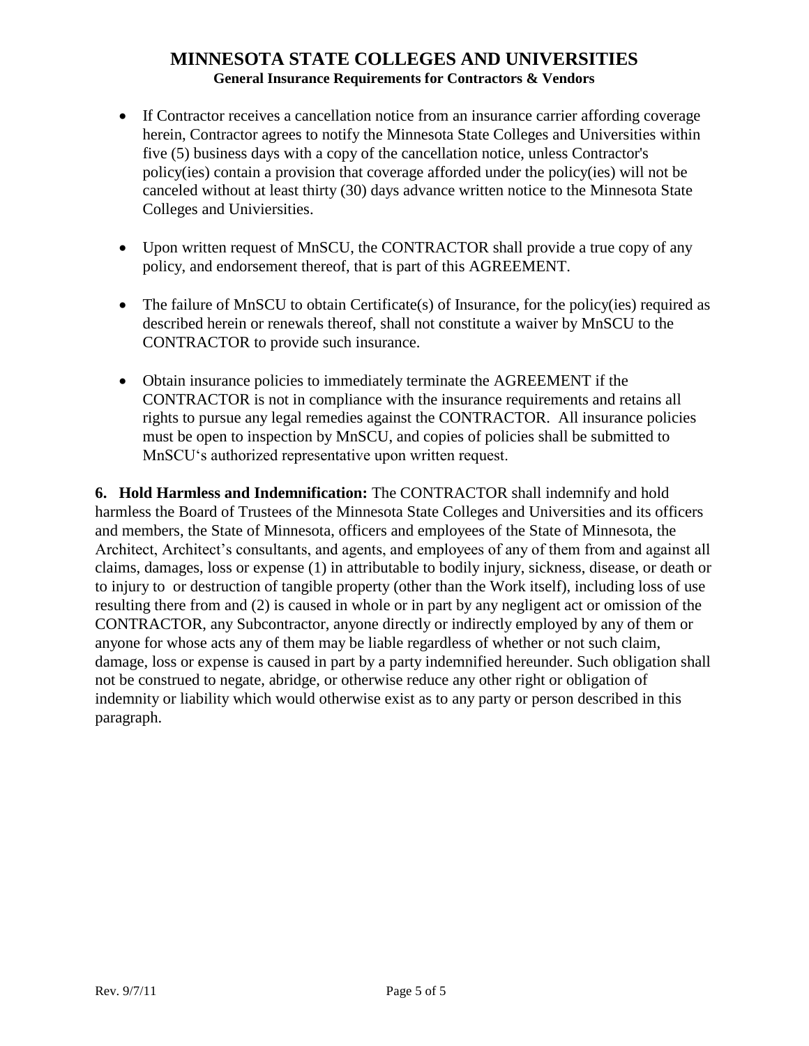- If Contractor receives a cancellation notice from an insurance carrier affording coverage herein, Contractor agrees to notify the Minnesota State Colleges and Universities within five (5) business days with a copy of the cancellation notice, unless Contractor's policy(ies) contain a provision that coverage afforded under the policy(ies) will not be canceled without at least thirty (30) days advance written notice to the Minnesota State Colleges and Univiersities.

- Upon written request of MnSCU, the CONTRACTOR shall provide a true copy of any policy, and endorsement thereof, that is part of this AGREEMENT.

- The failure of MnSCU to obtain Certificate(s) of Insurance, for the policy(ies) required as described herein or renewals thereof, shall not constitute a waiver by MnSCU to the CONTRACTOR to provide such insurance.

- Obtain insurance policies to immediately terminate the AGREEMENT if the CONTRACTOR is not in compliance with the insurance requirements and retains all rights to pursue any legal remedies against the CONTRACTOR. All insurance policies must be open to inspection by MnSCU, and copies of policies shall be submitted to MnSCU's authorized representative upon written request.

**6. Hold Harmless and Indemnification:** The CONTRACTOR shall indemnify and hold harmless the Board of Trustees of the Minnesota State Colleges and Universities and its officers and members, the State of Minnesota, officers and employees of the State of Minnesota, the Architect, Architect's consultants, and agents, and employees of any of them from and against all claims, damages, loss or expense (1) in attributable to bodily injury, sickness, disease, or death or to injury to or destruction of tangible property (other than the Work itself), including loss of use resulting there from and (2) is caused in whole or in part by any negligent act or omission of the CONTRACTOR, any Subcontractor, anyone directly or indirectly employed by any of them or anyone for whose acts any of them may be liable regardless of whether or not such claim, damage, loss or expense is caused in part by a party indemnified hereunder. Such obligation shall not be construed to negate, abridge, or otherwise reduce any other right or obligation of indemnity or liability which would otherwise exist as to any party or person described in this paragraph.